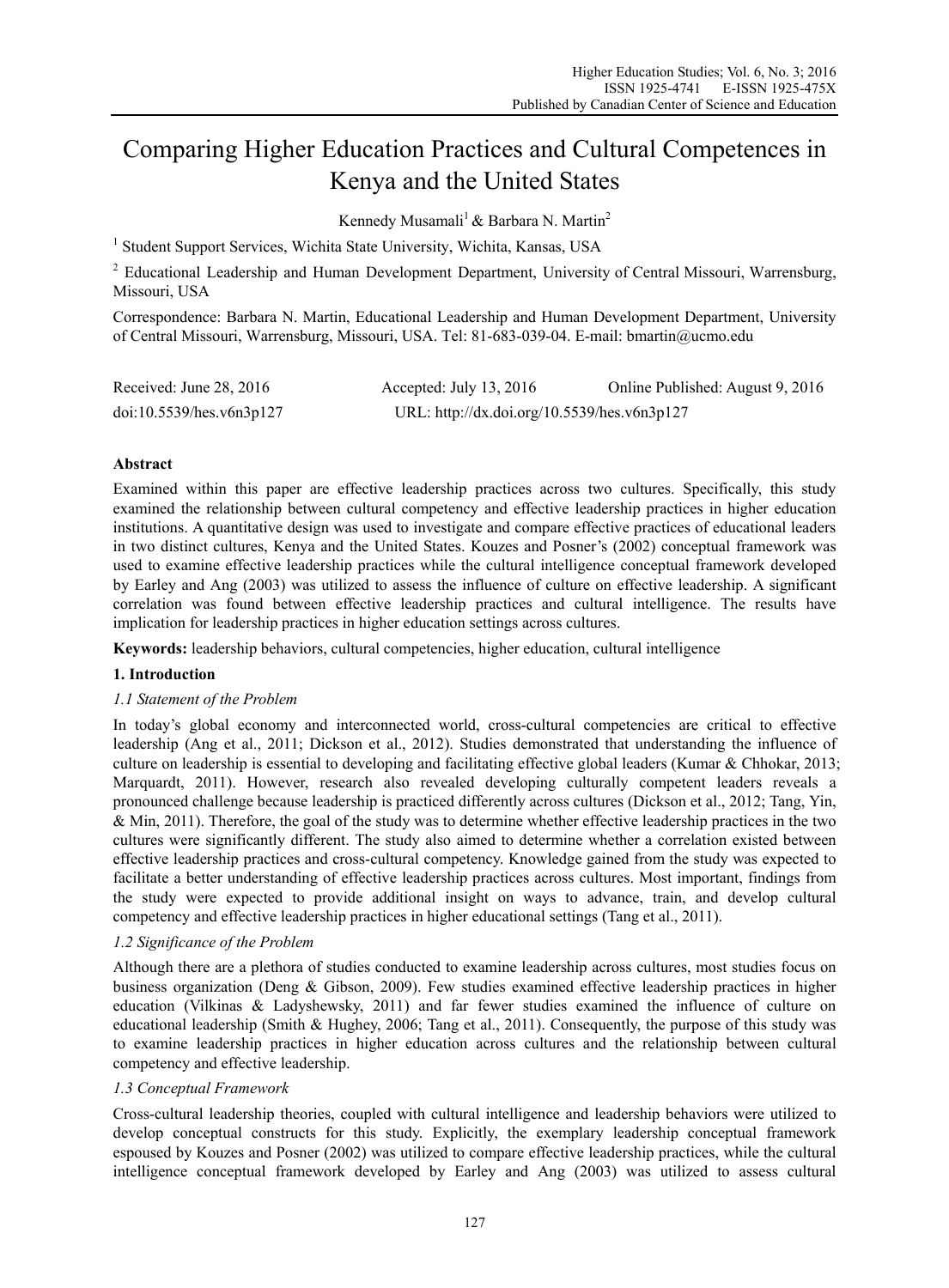# Comparing Higher Education Practices and Cultural Competences in Kenya and the United States

Kennedy Musamali[1] & Barbara N. Martin[2]

[1] Student Support Services, Wichita State University, Wichita, Kansas, USA

[2] Educational Leadership and Human Development Department, University of Central Missouri, Warrensburg, Missouri, USA

Correspondence: Barbara N. Martin, Educational Leadership and Human Development Department, University of Central Missouri, Warrensburg, Missouri, USA. Tel: 81-683-039-04. E-mail: bmartin@ucmo.edu

Received: June 28, 2016 Accepted: July 13, 2016 Online Published: August 9, 2016

doi:10.5539/hes.v6n3p127 URL: http://dx.doi.org/10.5539/hes.v6n3p127

## Abstract

Examined within this paper are effective leadership practices across two cultures. Specifically, this study examined the relationship between cultural competency and effective leadership practices in higher education institutions. A quantitative design was used to investigate and compare effective practices of educational leaders in two distinct cultures, Kenya and the United States. Kouzes and Posner's (2002) conceptual framework was used to examine effective leadership practices while the cultural intelligence conceptual framework developed by Earley and Ang (2003) was utilized to assess the influence of culture on effective leadership. A significant correlation was found between effective leadership practices and cultural intelligence. The results have implication for leadership practices in higher education settings across cultures.

**Keywords:** leadership behaviors, cultural competencies, higher education, cultural intelligence

## 1. Introduction

### *1.1 Statement of the Problem*

In today's global economy and interconnected world, cross-cultural competencies are critical to effective leadership (Ang et al., 2011; Dickson et al., 2012). Studies demonstrated that understanding the influence of culture on leadership is essential to developing and facilitating effective global leaders (Kumar & Chhokar, 2013; Marquardt, 2011). However, research also revealed developing culturally competent leaders reveals a pronounced challenge because leadership is practiced differently across cultures (Dickson et al., 2012; Tang, Yin, & Min, 2011). Therefore, the goal of the study was to determine whether effective leadership practices in the two cultures were significantly different. The study also aimed to determine whether a correlation existed between effective leadership practices and cross-cultural competency. Knowledge gained from the study was expected to facilitate a better understanding of effective leadership practices across cultures. Most important, findings from the study were expected to provide additional insight on ways to advance, train, and develop cultural competency and effective leadership practices in higher educational settings (Tang et al., 2011).

### *1.2 Significance of the Problem*

Although there are a plethora of studies conducted to examine leadership across cultures, most studies focus on business organization (Deng & Gibson, 2009). Few studies examined effective leadership practices in higher education (Vilkinas & Ladyshewsky, 2011) and far fewer studies examined the influence of culture on educational leadership (Smith & Hughey, 2006; Tang et al., 2011). Consequently, the purpose of this study was to examine leadership practices in higher education across cultures and the relationship between cultural competency and effective leadership.

### *1.3 Conceptual Framework*

Cross-cultural leadership theories, coupled with cultural intelligence and leadership behaviors were utilized to develop conceptual constructs for this study. Explicitly, the exemplary leadership conceptual framework espoused by Kouzes and Posner (2002) was utilized to compare effective leadership practices, while the cultural intelligence conceptual framework developed by Earley and Ang (2003) was utilized to assess cultural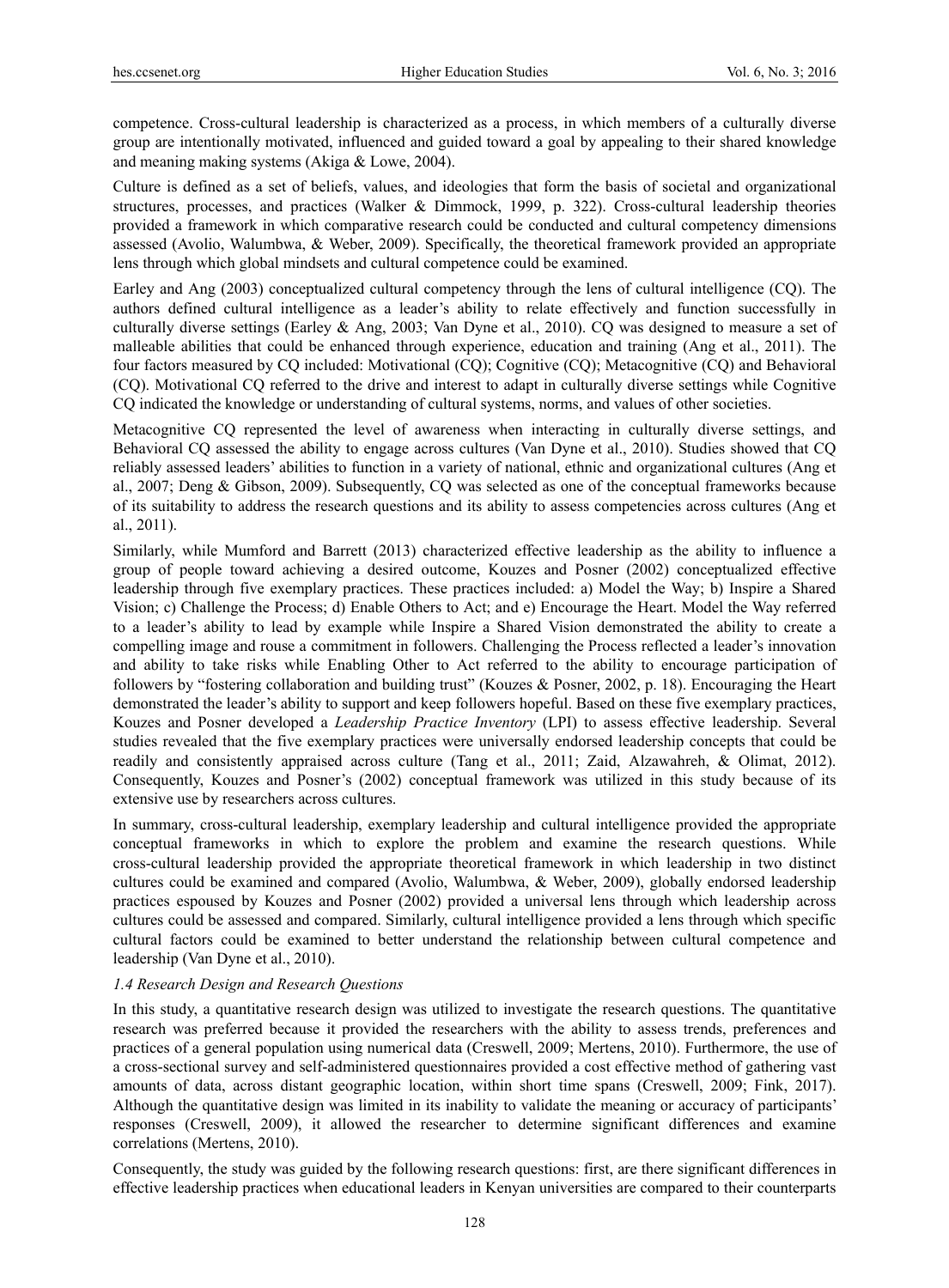competence. Cross-cultural leadership is characterized as a process, in which members of a culturally diverse group are intentionally motivated, influenced and guided toward a goal by appealing to their shared knowledge and meaning making systems (Akiga & Lowe, 2004).

Culture is defined as a set of beliefs, values, and ideologies that form the basis of societal and organizational structures, processes, and practices (Walker & Dimmock, 1999, p. 322). Cross-cultural leadership theories provided a framework in which comparative research could be conducted and cultural competency dimensions assessed (Avolio, Walumbwa, & Weber, 2009). Specifically, the theoretical framework provided an appropriate lens through which global mindsets and cultural competence could be examined.

Earley and Ang (2003) conceptualized cultural competency through the lens of cultural intelligence (CQ). The authors defined cultural intelligence as a leader's ability to relate effectively and function successfully in culturally diverse settings (Earley & Ang, 2003; Van Dyne et al., 2010). CQ was designed to measure a set of malleable abilities that could be enhanced through experience, education and training (Ang et al., 2011). The four factors measured by CQ included: Motivational (CQ); Cognitive (CQ); Metacognitive (CQ) and Behavioral (CQ). Motivational CQ referred to the drive and interest to adapt in culturally diverse settings while Cognitive CQ indicated the knowledge or understanding of cultural systems, norms, and values of other societies.

Metacognitive CQ represented the level of awareness when interacting in culturally diverse settings, and Behavioral CQ assessed the ability to engage across cultures (Van Dyne et al., 2010). Studies showed that CQ reliably assessed leaders' abilities to function in a variety of national, ethnic and organizational cultures (Ang et al., 2007; Deng & Gibson, 2009). Subsequently, CQ was selected as one of the conceptual frameworks because of its suitability to address the research questions and its ability to assess competencies across cultures (Ang et al., 2011).

Similarly, while Mumford and Barrett (2013) characterized effective leadership as the ability to influence a group of people toward achieving a desired outcome, Kouzes and Posner (2002) conceptualized effective leadership through five exemplary practices. These practices included: a) Model the Way; b) Inspire a Shared Vision; c) Challenge the Process; d) Enable Others to Act; and e) Encourage the Heart. Model the Way referred to a leader's ability to lead by example while Inspire a Shared Vision demonstrated the ability to create a compelling image and rouse a commitment in followers. Challenging the Process reflected a leader's innovation and ability to take risks while Enabling Other to Act referred to the ability to encourage participation of followers by "fostering collaboration and building trust" (Kouzes & Posner, 2002, p. 18). Encouraging the Heart demonstrated the leader's ability to support and keep followers hopeful. Based on these five exemplary practices, Kouzes and Posner developed a *Leadership Practice Inventory* (LPI) to assess effective leadership. Several studies revealed that the five exemplary practices were universally endorsed leadership concepts that could be readily and consistently appraised across culture (Tang et al., 2011; Zaid, Alzawahreh, & Olimat, 2012). Consequently, Kouzes and Posner's (2002) conceptual framework was utilized in this study because of its extensive use by researchers across cultures.

In summary, cross-cultural leadership, exemplary leadership and cultural intelligence provided the appropriate conceptual frameworks in which to explore the problem and examine the research questions. While cross-cultural leadership provided the appropriate theoretical framework in which leadership in two distinct cultures could be examined and compared (Avolio, Walumbwa, & Weber, 2009), globally endorsed leadership practices espoused by Kouzes and Posner (2002) provided a universal lens through which leadership across cultures could be assessed and compared. Similarly, cultural intelligence provided a lens through which specific cultural factors could be examined to better understand the relationship between cultural competence and leadership (Van Dyne et al., 2010).

### *1.4 Research Design and Research Questions*

In this study, a quantitative research design was utilized to investigate the research questions. The quantitative research was preferred because it provided the researchers with the ability to assess trends, preferences and practices of a general population using numerical data (Creswell, 2009; Mertens, 2010). Furthermore, the use of a cross-sectional survey and self-administered questionnaires provided a cost effective method of gathering vast amounts of data, across distant geographic location, within short time spans (Creswell, 2009; Fink, 2017). Although the quantitative design was limited in its inability to validate the meaning or accuracy of participants' responses (Creswell, 2009), it allowed the researcher to determine significant differences and examine correlations (Mertens, 2010).

Consequently, the study was guided by the following research questions: first, are there significant differences in effective leadership practices when educational leaders in Kenyan universities are compared to their counterparts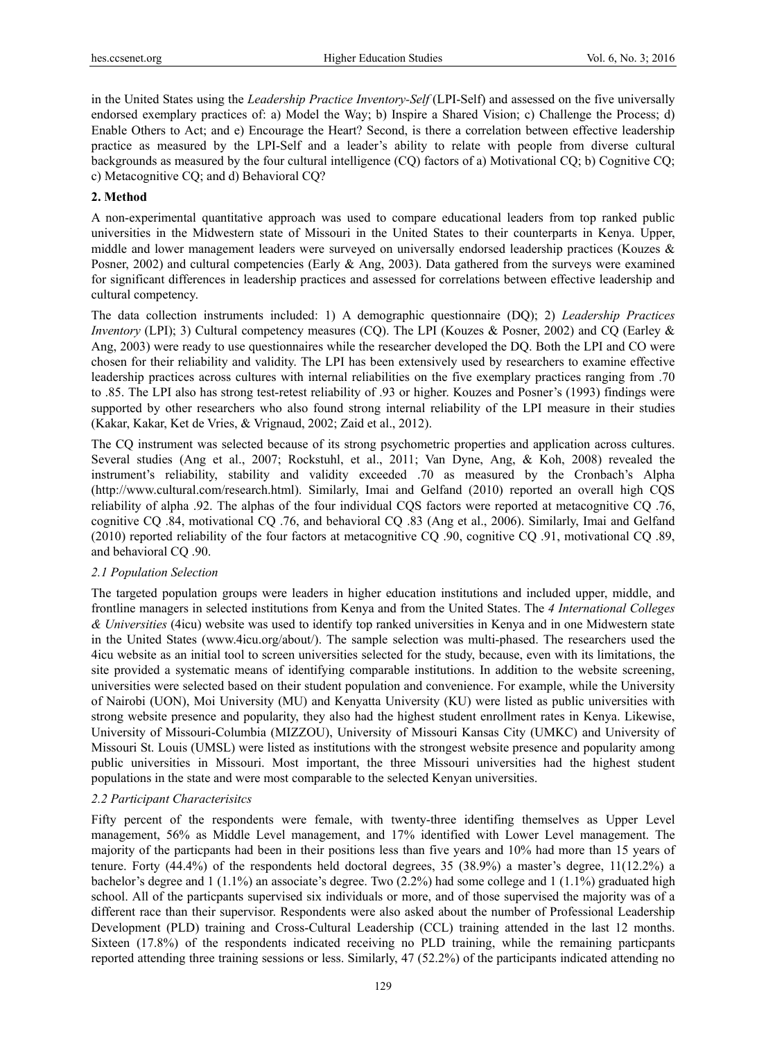in the United States using the *Leadership Practice Inventory-Self* (LPI-Self) and assessed on the five universally endorsed exemplary practices of: a) Model the Way; b) Inspire a Shared Vision; c) Challenge the Process; d) Enable Others to Act; and e) Encourage the Heart? Second, is there a correlation between effective leadership practice as measured by the LPI-Self and a leader's ability to relate with people from diverse cultural backgrounds as measured by the four cultural intelligence (CQ) factors of a) Motivational CQ; b) Cognitive CQ; c) Metacognitive CQ; and d) Behavioral CQ?

## 2. Method

A non-experimental quantitative approach was used to compare educational leaders from top ranked public universities in the Midwestern state of Missouri in the United States to their counterparts in Kenya. Upper, middle and lower management leaders were surveyed on universally endorsed leadership practices (Kouzes & Posner, 2002) and cultural competencies (Early & Ang, 2003). Data gathered from the surveys were examined for significant differences in leadership practices and assessed for correlations between effective leadership and cultural competency.

The data collection instruments included: 1) A demographic questionnaire (DQ); 2) *Leadership Practices Inventory* (LPI); 3) Cultural competency measures (CQ). The LPI (Kouzes & Posner, 2002) and CQ (Earley & Ang, 2003) were ready to use questionnaires while the researcher developed the DQ. Both the LPI and CO were chosen for their reliability and validity. The LPI has been extensively used by researchers to examine effective leadership practices across cultures with internal reliabilities on the five exemplary practices ranging from .70 to .85. The LPI also has strong test-retest reliability of .93 or higher. Kouzes and Posner's (1993) findings were supported by other researchers who also found strong internal reliability of the LPI measure in their studies (Kakar, Kakar, Ket de Vries, & Vrignaud, 2002; Zaid et al., 2012).

The CQ instrument was selected because of its strong psychometric properties and application across cultures. Several studies (Ang et al., 2007; Rockstuhl, et al., 2011; Van Dyne, Ang, & Koh, 2008) revealed the instrument's reliability, stability and validity exceeded .70 as measured by the Cronbach's Alpha (http://www.cultural.com/research.html). Similarly, Imai and Gelfand (2010) reported an overall high CQS reliability of alpha .92. The alphas of the four individual CQS factors were reported at metacognitive CQ .76, cognitive CQ .84, motivational CQ .76, and behavioral CQ .83 (Ang et al., 2006). Similarly, Imai and Gelfand (2010) reported reliability of the four factors at metacognitive CQ .90, cognitive CQ .91, motivational CQ .89, and behavioral CQ .90.

### *2.1 Population Selection*

The targeted population groups were leaders in higher education institutions and included upper, middle, and frontline managers in selected institutions from Kenya and from the United States. The *4 International Colleges & Universities* (4icu) website was used to identify top ranked universities in Kenya and in one Midwestern state in the United States (www.4icu.org/about/). The sample selection was multi-phased. The researchers used the 4icu website as an initial tool to screen universities selected for the study, because, even with its limitations, the site provided a systematic means of identifying comparable institutions. In addition to the website screening, universities were selected based on their student population and convenience. For example, while the University of Nairobi (UON), Moi University (MU) and Kenyatta University (KU) were listed as public universities with strong website presence and popularity, they also had the highest student enrollment rates in Kenya. Likewise, University of Missouri-Columbia (MIZZOU), University of Missouri Kansas City (UMKC) and University of Missouri St. Louis (UMSL) were listed as institutions with the strongest website presence and popularity among public universities in Missouri. Most important, the three Missouri universities had the highest student populations in the state and were most comparable to the selected Kenyan universities.

### *2.2 Participant Characterisitcs*

Fifty percent of the respondents were female, with twenty-three identifing themselves as Upper Level management, 56% as Middle Level management, and 17% identified with Lower Level management. The majority of the particpants had been in their positions less than five years and 10% had more than 15 years of tenure. Forty (44.4%) of the respondents held doctoral degrees, 35 (38.9%) a master's degree, 11(12.2%) a bachelor's degree and 1 (1.1%) an associate's degree. Two (2.2%) had some college and 1 (1.1%) graduated high school. All of the particpants supervised six individuals or more, and of those supervised the majority was of a different race than their supervisor. Respondents were also asked about the number of Professional Leadership Development (PLD) training and Cross-Cultural Leadership (CCL) training attended in the last 12 months. Sixteen (17.8%) of the respondents indicated receiving no PLD training, while the remaining particpants reported attending three training sessions or less. Similarly, 47 (52.2%) of the participants indicated attending no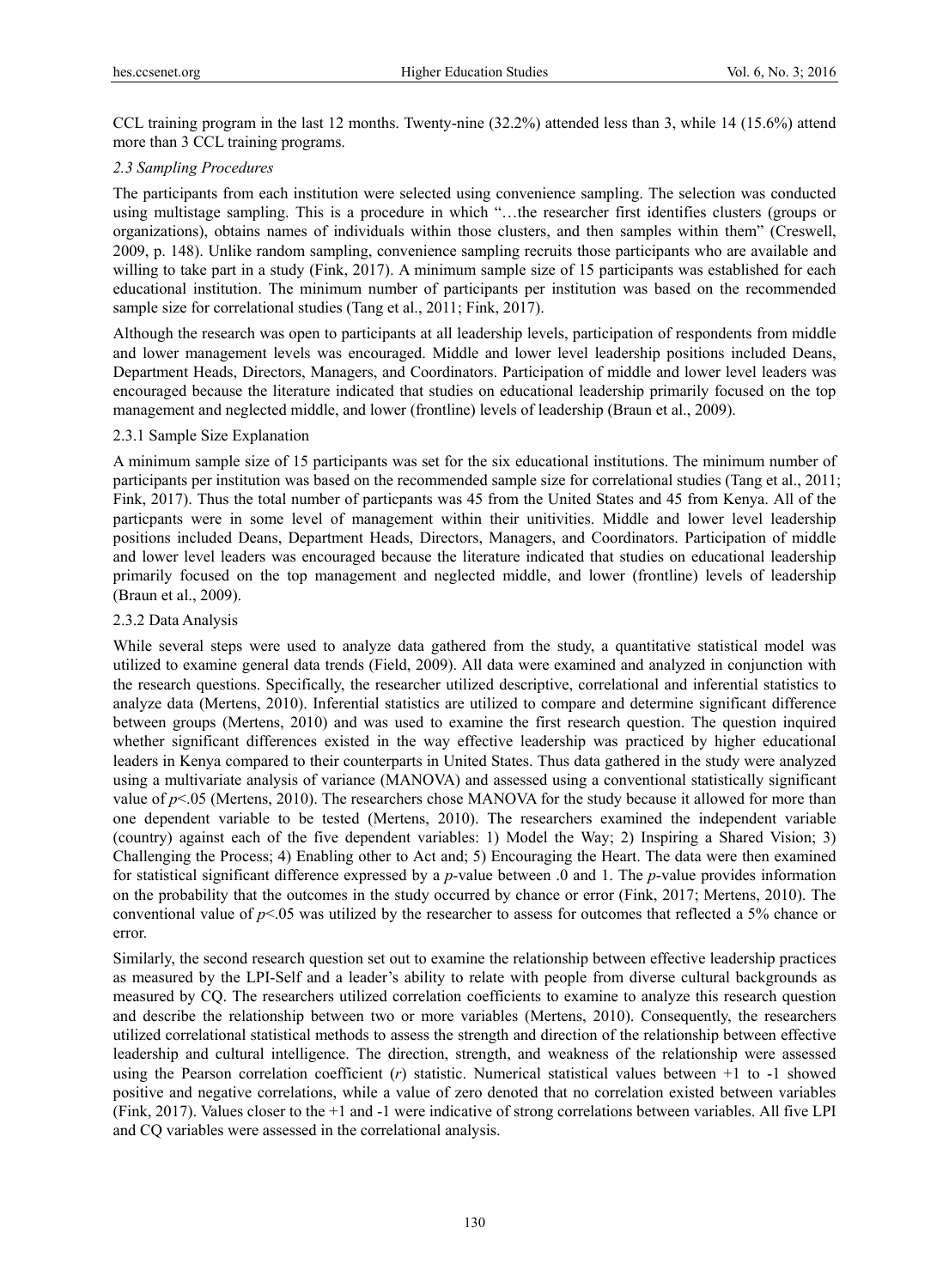CCL training program in the last 12 months. Twenty-nine (32.2%) attended less than 3, while 14 (15.6%) attend more than 3 CCL training programs.

### *2.3 Sampling Procedures*

The participants from each institution were selected using convenience sampling. The selection was conducted using multistage sampling. This is a procedure in which "…the researcher first identifies clusters (groups or organizations), obtains names of individuals within those clusters, and then samples within them" (Creswell, 2009, p. 148). Unlike random sampling, convenience sampling recruits those participants who are available and willing to take part in a study (Fink, 2017). A minimum sample size of 15 participants was established for each educational institution. The minimum number of participants per institution was based on the recommended sample size for correlational studies (Tang et al., 2011; Fink, 2017).

Although the research was open to participants at all leadership levels, participation of respondents from middle and lower management levels was encouraged. Middle and lower level leadership positions included Deans, Department Heads, Directors, Managers, and Coordinators. Participation of middle and lower level leaders was encouraged because the literature indicated that studies on educational leadership primarily focused on the top management and neglected middle, and lower (frontline) levels of leadership (Braun et al., 2009).

#### 2.3.1 Sample Size Explanation

A minimum sample size of 15 participants was set for the six educational institutions. The minimum number of participants per institution was based on the recommended sample size for correlational studies (Tang et al., 2011; Fink, 2017). Thus the total number of particpants was 45 from the United States and 45 from Kenya. All of the particpants were in some level of management within their unitivities. Middle and lower level leadership positions included Deans, Department Heads, Directors, Managers, and Coordinators. Participation of middle and lower level leaders was encouraged because the literature indicated that studies on educational leadership primarily focused on the top management and neglected middle, and lower (frontline) levels of leadership (Braun et al., 2009).

#### 2.3.2 Data Analysis

While several steps were used to analyze data gathered from the study, a quantitative statistical model was utilized to examine general data trends (Field, 2009). All data were examined and analyzed in conjunction with the research questions. Specifically, the researcher utilized descriptive, correlational and inferential statistics to analyze data (Mertens, 2010). Inferential statistics are utilized to compare and determine significant difference between groups (Mertens, 2010) and was used to examine the first research question. The question inquired whether significant differences existed in the way effective leadership was practiced by higher educational leaders in Kenya compared to their counterparts in United States. Thus data gathered in the study were analyzed using a multivariate analysis of variance (MANOVA) and assessed using a conventional statistically significant value of $p<.05$ (Mertens, 2010). The researchers chose MANOVA for the study because it allowed for more than one dependent variable to be tested (Mertens, 2010). The researchers examined the independent variable (country) against each of the five dependent variables: 1) Model the Way; 2) Inspiring a Shared Vision; 3) Challenging the Process; 4) Enabling other to Act and; 5) Encouraging the Heart. The data were then examined for statistical significant difference expressed by a $p$-value between .0 and 1. The $p$-value provides information on the probability that the outcomes in the study occurred by chance or error (Fink, 2017; Mertens, 2010). The conventional value of $p<.05$ was utilized by the researcher to assess for outcomes that reflected a 5% chance or error.

Similarly, the second research question set out to examine the relationship between effective leadership practices as measured by the LPI-Self and a leader's ability to relate with people from diverse cultural backgrounds as measured by CQ. The researchers utilized correlation coefficients to examine to analyze this research question and describe the relationship between two or more variables (Mertens, 2010). Consequently, the researchers utilized correlational statistical methods to assess the strength and direction of the relationship between effective leadership and cultural intelligence. The direction, strength, and weakness of the relationship were assessed using the Pearson correlation coefficient ($r$) statistic. Numerical statistical values between +1 to -1 showed positive and negative correlations, while a value of zero denoted that no correlation existed between variables (Fink, 2017). Values closer to the +1 and -1 were indicative of strong correlations between variables. All five LPI and CQ variables were assessed in the correlational analysis.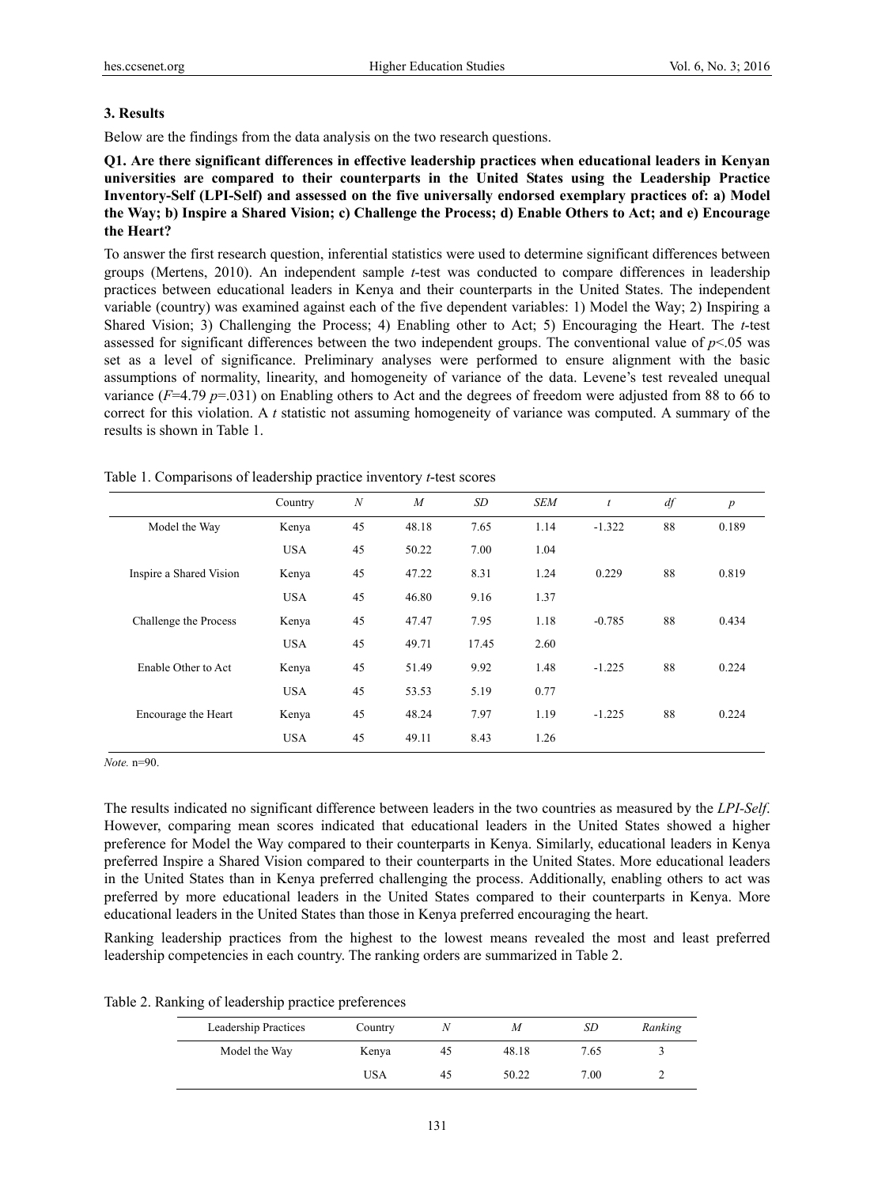## 3. Results

Below are the findings from the data analysis on the two research questions.

**Q1. Are there significant differences in effective leadership practices when educational leaders in Kenyan universities are compared to their counterparts in the United States using the Leadership Practice Inventory-Self (LPI-Self) and assessed on the five universally endorsed exemplary practices of: a) Model the Way; b) Inspire a Shared Vision; c) Challenge the Process; d) Enable Others to Act; and e) Encourage the Heart?**

To answer the first research question, inferential statistics were used to determine significant differences between groups (Mertens, 2010). An independent sample *t*-test was conducted to compare differences in leadership practices between educational leaders in Kenya and their counterparts in the United States. The independent variable (country) was examined against each of the five dependent variables: 1) Model the Way; 2) Inspiring a Shared Vision; 3) Challenging the Process; 4) Enabling other to Act; 5) Encouraging the Heart. The *t*-test assessed for significant differences between the two independent groups. The conventional value of $p<.05$ was set as a level of significance. Preliminary analyses were performed to ensure alignment with the basic assumptions of normality, linearity, and homogeneity of variance of the data. Levene's test revealed unequal variance ($F$=4.79 $p$=.031) on Enabling others to Act and the degrees of freedom were adjusted from 88 to 66 to correct for this violation. A *t* statistic not assuming homogeneity of variance was computed. A summary of the results is shown in Table 1.

Table 1. Comparisons of leadership practice inventory *t*-test scores

| | Country | *N* | *M* | *SD* | *SEM* | *t* | *df* | *p* |
|---|---|---|---|---|---|---|---|---|
| Model the Way | Kenya | 45 | 48.18 | 7.65 | 1.14 | -1.322 | 88 | 0.189 |
| | USA | 45 | 50.22 | 7.00 | 1.04 | | | |
| Inspire a Shared Vision | Kenya | 45 | 47.22 | 8.31 | 1.24 | 0.229 | 88 | 0.819 |
| | USA | 45 | 46.80 | 9.16 | 1.37 | | | |
| Challenge the Process | Kenya | 45 | 47.47 | 7.95 | 1.18 | -0.785 | 88 | 0.434 |
| | USA | 45 | 49.71 | 17.45 | 2.60 | | | |
| Enable Other to Act | Kenya | 45 | 51.49 | 9.92 | 1.48 | -1.225 | 88 | 0.224 |
| | USA | 45 | 53.53 | 5.19 | 0.77 | | | |
| Encourage the Heart | Kenya | 45 | 48.24 | 7.97 | 1.19 | -1.225 | 88 | 0.224 |
| | USA | 45 | 49.11 | 8.43 | 1.26 | | | |

*Note.* n=90.

The results indicated no significant difference between leaders in the two countries as measured by the *LPI-Self*. However, comparing mean scores indicated that educational leaders in the United States showed a higher preference for Model the Way compared to their counterparts in Kenya. Similarly, educational leaders in Kenya preferred Inspire a Shared Vision compared to their counterparts in the United States. More educational leaders in the United States than in Kenya preferred challenging the process. Additionally, enabling others to act was preferred by more educational leaders in the United States compared to their counterparts in Kenya. More educational leaders in the United States than those in Kenya preferred encouraging the heart.

Ranking leadership practices from the highest to the lowest means revealed the most and least preferred leadership competencies in each country. The ranking orders are summarized in Table 2.

Table 2. Ranking of leadership practice preferences

| Leadership Practices | Country | *N* | *M* | *SD* | *Ranking* |
|---|---|---|---|---|---|
| Model the Way | Kenya | 45 | 48.18 | 7.65 | 3 |
| | USA | 45 | 50.22 | 7.00 | 2 |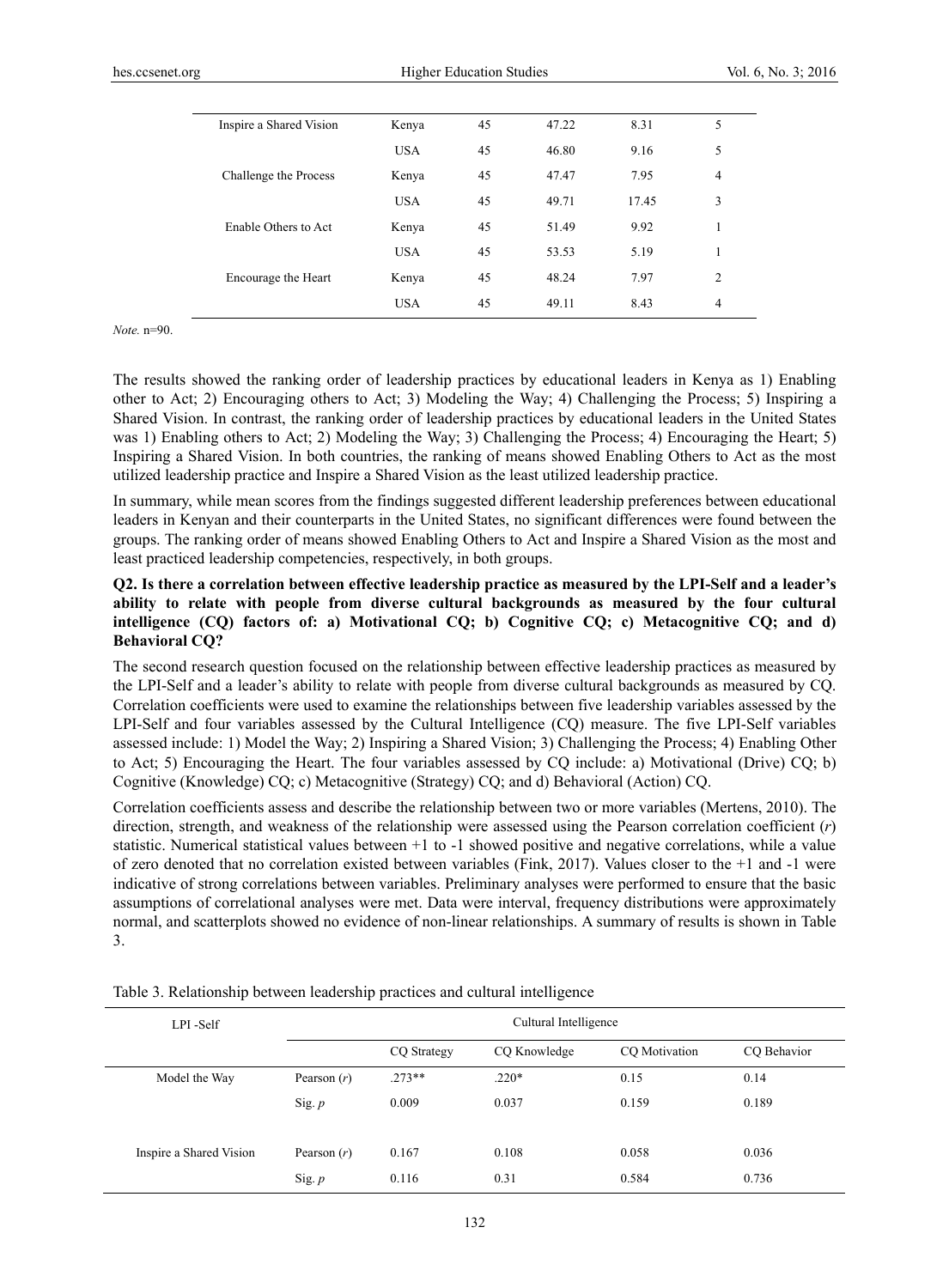| | | | | | |
|---|---|---|---|---|---|
| Inspire a Shared Vision | Kenya | 45 | 47.22 | 8.31 | 5 |
| | USA | 45 | 46.80 | 9.16 | 5 |
| Challenge the Process | Kenya | 45 | 47.47 | 7.95 | 4 |
| | USA | 45 | 49.71 | 17.45 | 3 |
| Enable Others to Act | Kenya | 45 | 51.49 | 9.92 | 1 |
| | USA | 45 | 53.53 | 5.19 | 1 |
| Encourage the Heart | Kenya | 45 | 48.24 | 7.97 | 2 |
| | USA | 45 | 49.11 | 8.43 | 4 |

*Note.* n=90.

The results showed the ranking order of leadership practices by educational leaders in Kenya as 1) Enabling other to Act; 2) Encouraging others to Act; 3) Modeling the Way; 4) Challenging the Process; 5) Inspiring a Shared Vision. In contrast, the ranking order of leadership practices by educational leaders in the United States was 1) Enabling others to Act; 2) Modeling the Way; 3) Challenging the Process; 4) Encouraging the Heart; 5) Inspiring a Shared Vision. In both countries, the ranking of means showed Enabling Others to Act as the most utilized leadership practice and Inspire a Shared Vision as the least utilized leadership practice.

In summary, while mean scores from the findings suggested different leadership preferences between educational leaders in Kenyan and their counterparts in the United States, no significant differences were found between the groups. The ranking order of means showed Enabling Others to Act and Inspire a Shared Vision as the most and least practiced leadership competencies, respectively, in both groups.

**Q2. Is there a correlation between effective leadership practice as measured by the LPI-Self and a leader's ability to relate with people from diverse cultural backgrounds as measured by the four cultural intelligence (CQ) factors of: a) Motivational CQ; b) Cognitive CQ; c) Metacognitive CQ; and d) Behavioral CQ?**

The second research question focused on the relationship between effective leadership practices as measured by the LPI-Self and a leader's ability to relate with people from diverse cultural backgrounds as measured by CQ. Correlation coefficients were used to examine the relationships between five leadership variables assessed by the LPI-Self and four variables assessed by the Cultural Intelligence (CQ) measure. The five LPI-Self variables assessed include: 1) Model the Way; 2) Inspiring a Shared Vision; 3) Challenging the Process; 4) Enabling Other to Act; 5) Encouraging the Heart. The four variables assessed by CQ include: a) Motivational (Drive) CQ; b) Cognitive (Knowledge) CQ; c) Metacognitive (Strategy) CQ; and d) Behavioral (Action) CQ.

Correlation coefficients assess and describe the relationship between two or more variables (Mertens, 2010). The direction, strength, and weakness of the relationship were assessed using the Pearson correlation coefficient (*r*) statistic. Numerical statistical values between +1 to -1 showed positive and negative correlations, while a value of zero denoted that no correlation existed between variables (Fink, 2017). Values closer to the +1 and -1 were indicative of strong correlations between variables. Preliminary analyses were performed to ensure that the basic assumptions of correlational analyses were met. Data were interval, frequency distributions were approximately normal, and scatterplots showed no evidence of non-linear relationships. A summary of results is shown in Table 3.

Table 3. Relationship between leadership practices and cultural intelligence

| LPI -Self | | Cultural Intelligence | | | |
|---|---|---|---|---|---|
| | | CQ Strategy | CQ Knowledge | CQ Motivation | CQ Behavior |
| Model the Way | Pearson (*r*) | .273** | .220* | 0.15 | 0.14 |
| | Sig. *p* | 0.009 | 0.037 | 0.159 | 0.189 |
| Inspire a Shared Vision | Pearson (*r*) | 0.167 | 0.108 | 0.058 | 0.036 |
| | Sig. *p* | 0.116 | 0.31 | 0.584 | 0.736 |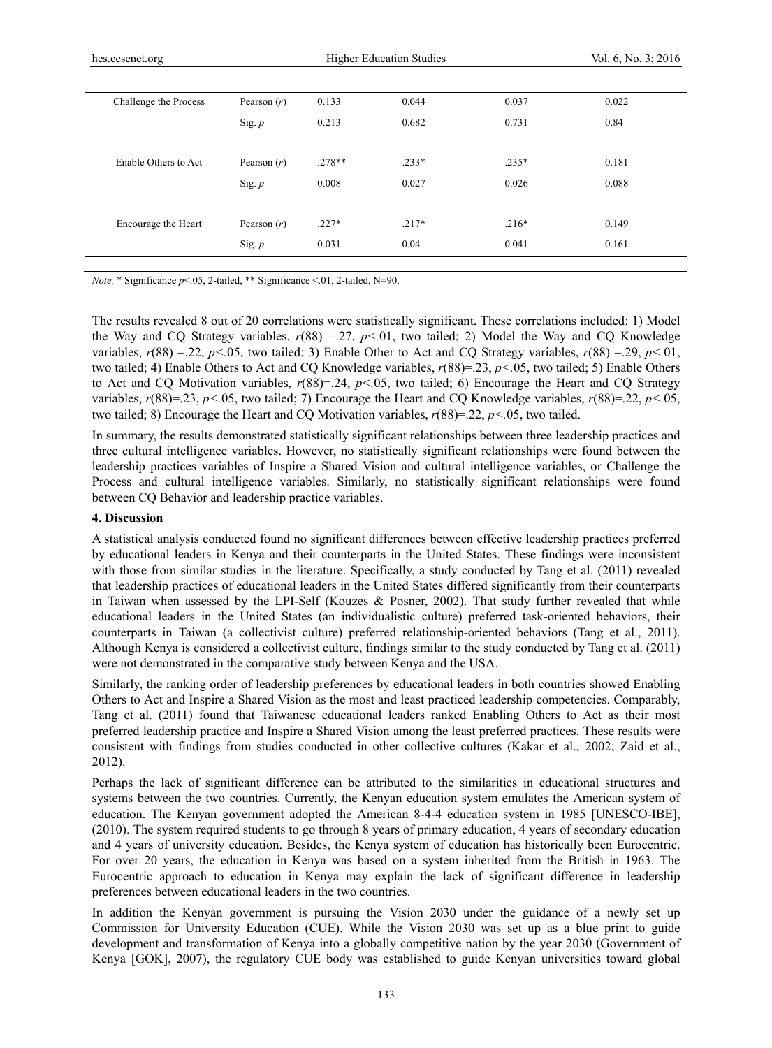| | | | | | |
|---|---|---|---|---|---|
| Challenge the Process | Pearson (*r*) | 0.133 | 0.044 | 0.037 | 0.022 |
| | Sig. *p* | 0.213 | 0.682 | 0.731 | 0.84 |
| Enable Others to Act | Pearson (*r*) | .278** | .233* | .235* | 0.181 |
| | Sig. *p* | 0.008 | 0.027 | 0.026 | 0.088 |
| Encourage the Heart | Pearson (*r*) | .227* | .217* | .216* | 0.149 |
| | Sig. *p* | 0.031 | 0.04 | 0.041 | 0.161 |

*Note.* * Significance $p<.05$, 2-tailed, ** Significance $<.01$, 2-tailed, N=90.

The results revealed 8 out of 20 correlations were statistically significant. These correlations included: 1) Model the Way and CQ Strategy variables, $r(88) = .27$, $p<.01$, two tailed; 2) Model the Way and CQ Knowledge variables, $r(88) = .22$, $p<.05$, two tailed; 3) Enable Other to Act and CQ Strategy variables, $r(88) = .29$, $p<.01$, two tailed; 4) Enable Others to Act and CQ Knowledge variables, $r(88)=.23$, $p<.05$, two tailed; 5) Enable Others to Act and CQ Motivation variables, $r(88)=.24$, $p<.05$, two tailed; 6) Encourage the Heart and CQ Strategy variables, $r(88)=.23$, $p<.05$, two tailed; 7) Encourage the Heart and CQ Knowledge variables, $r(88)=.22$, $p<.05$, two tailed; 8) Encourage the Heart and CQ Motivation variables, $r(88)=.22$, $p<.05$, two tailed.

In summary, the results demonstrated statistically significant relationships between three leadership practices and three cultural intelligence variables. However, no statistically significant relationships were found between the leadership practices variables of Inspire a Shared Vision and cultural intelligence variables, or Challenge the Process and cultural intelligence variables. Similarly, no statistically significant relationships were found between CQ Behavior and leadership practice variables.

## 4. Discussion

A statistical analysis conducted found no significant differences between effective leadership practices preferred by educational leaders in Kenya and their counterparts in the United States. These findings were inconsistent with those from similar studies in the literature. Specifically, a study conducted by Tang et al. (2011) revealed that leadership practices of educational leaders in the United States differed significantly from their counterparts in Taiwan when assessed by the LPI-Self (Kouzes & Posner, 2002). That study further revealed that while educational leaders in the United States (an individualistic culture) preferred task-oriented behaviors, their counterparts in Taiwan (a collectivist culture) preferred relationship-oriented behaviors (Tang et al., 2011). Although Kenya is considered a collectivist culture, findings similar to the study conducted by Tang et al. (2011) were not demonstrated in the comparative study between Kenya and the USA.

Similarly, the ranking order of leadership preferences by educational leaders in both countries showed Enabling Others to Act and Inspire a Shared Vision as the most and least practiced leadership competencies. Comparably, Tang et al. (2011) found that Taiwanese educational leaders ranked Enabling Others to Act as their most preferred leadership practice and Inspire a Shared Vision among the least preferred practices. These results were consistent with findings from studies conducted in other collective cultures (Kakar et al., 2002; Zaid et al., 2012).

Perhaps the lack of significant difference can be attributed to the similarities in educational structures and systems between the two countries. Currently, the Kenyan education system emulates the American system of education. The Kenyan government adopted the American 8-4-4 education system in 1985 [UNESCO-IBE], (2010). The system required students to go through 8 years of primary education, 4 years of secondary education and 4 years of university education. Besides, the Kenya system of education has historically been Eurocentric. For over 20 years, the education in Kenya was based on a system inherited from the British in 1963. The Eurocentric approach to education in Kenya may explain the lack of significant difference in leadership preferences between educational leaders in the two countries.

In addition the Kenyan government is pursuing the Vision 2030 under the guidance of a newly set up Commission for University Education (CUE). While the Vision 2030 was set up as a blue print to guide development and transformation of Kenya into a globally competitive nation by the year 2030 (Government of Kenya [GOK], 2007), the regulatory CUE body was established to guide Kenyan universities toward global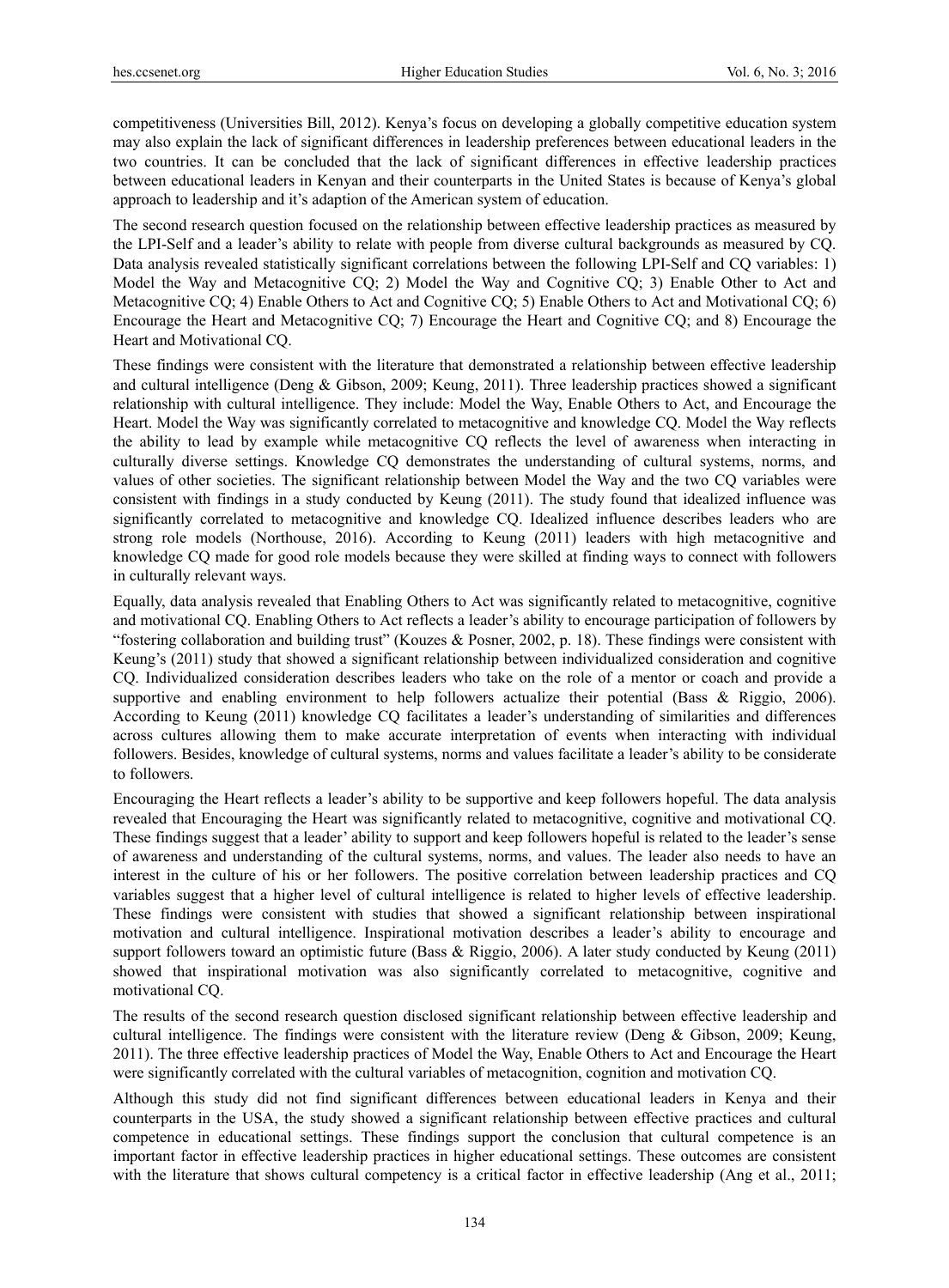competitiveness (Universities Bill, 2012). Kenya's focus on developing a globally competitive education system may also explain the lack of significant differences in leadership preferences between educational leaders in the two countries. It can be concluded that the lack of significant differences in effective leadership practices between educational leaders in Kenyan and their counterparts in the United States is because of Kenya's global approach to leadership and it's adaption of the American system of education.

The second research question focused on the relationship between effective leadership practices as measured by the LPI-Self and a leader's ability to relate with people from diverse cultural backgrounds as measured by CQ. Data analysis revealed statistically significant correlations between the following LPI-Self and CQ variables: 1) Model the Way and Metacognitive CQ; 2) Model the Way and Cognitive CQ; 3) Enable Other to Act and Metacognitive CQ; 4) Enable Others to Act and Cognitive CQ; 5) Enable Others to Act and Motivational CQ; 6) Encourage the Heart and Metacognitive CQ; 7) Encourage the Heart and Cognitive CQ; and 8) Encourage the Heart and Motivational CQ.

These findings were consistent with the literature that demonstrated a relationship between effective leadership and cultural intelligence (Deng & Gibson, 2009; Keung, 2011). Three leadership practices showed a significant relationship with cultural intelligence. They include: Model the Way, Enable Others to Act, and Encourage the Heart. Model the Way was significantly correlated to metacognitive and knowledge CQ. Model the Way reflects the ability to lead by example while metacognitive CQ reflects the level of awareness when interacting in culturally diverse settings. Knowledge CQ demonstrates the understanding of cultural systems, norms, and values of other societies. The significant relationship between Model the Way and the two CQ variables were consistent with findings in a study conducted by Keung (2011). The study found that idealized influence was significantly correlated to metacognitive and knowledge CQ. Idealized influence describes leaders who are strong role models (Northouse, 2016). According to Keung (2011) leaders with high metacognitive and knowledge CQ made for good role models because they were skilled at finding ways to connect with followers in culturally relevant ways.

Equally, data analysis revealed that Enabling Others to Act was significantly related to metacognitive, cognitive and motivational CQ. Enabling Others to Act reflects a leader's ability to encourage participation of followers by "fostering collaboration and building trust" (Kouzes & Posner, 2002, p. 18). These findings were consistent with Keung's (2011) study that showed a significant relationship between individualized consideration and cognitive CQ. Individualized consideration describes leaders who take on the role of a mentor or coach and provide a supportive and enabling environment to help followers actualize their potential (Bass & Riggio, 2006). According to Keung (2011) knowledge CQ facilitates a leader's understanding of similarities and differences across cultures allowing them to make accurate interpretation of events when interacting with individual followers. Besides, knowledge of cultural systems, norms and values facilitate a leader's ability to be considerate to followers.

Encouraging the Heart reflects a leader's ability to be supportive and keep followers hopeful. The data analysis revealed that Encouraging the Heart was significantly related to metacognitive, cognitive and motivational CQ. These findings suggest that a leader' ability to support and keep followers hopeful is related to the leader's sense of awareness and understanding of the cultural systems, norms, and values. The leader also needs to have an interest in the culture of his or her followers. The positive correlation between leadership practices and CQ variables suggest that a higher level of cultural intelligence is related to higher levels of effective leadership. These findings were consistent with studies that showed a significant relationship between inspirational motivation and cultural intelligence. Inspirational motivation describes a leader's ability to encourage and support followers toward an optimistic future (Bass & Riggio, 2006). A later study conducted by Keung (2011) showed that inspirational motivation was also significantly correlated to metacognitive, cognitive and motivational CQ.

The results of the second research question disclosed significant relationship between effective leadership and cultural intelligence. The findings were consistent with the literature review (Deng & Gibson, 2009; Keung, 2011). The three effective leadership practices of Model the Way, Enable Others to Act and Encourage the Heart were significantly correlated with the cultural variables of metacognition, cognition and motivation CQ.

Although this study did not find significant differences between educational leaders in Kenya and their counterparts in the USA, the study showed a significant relationship between effective practices and cultural competence in educational settings. These findings support the conclusion that cultural competence is an important factor in effective leadership practices in higher educational settings. These outcomes are consistent with the literature that shows cultural competency is a critical factor in effective leadership (Ang et al., 2011;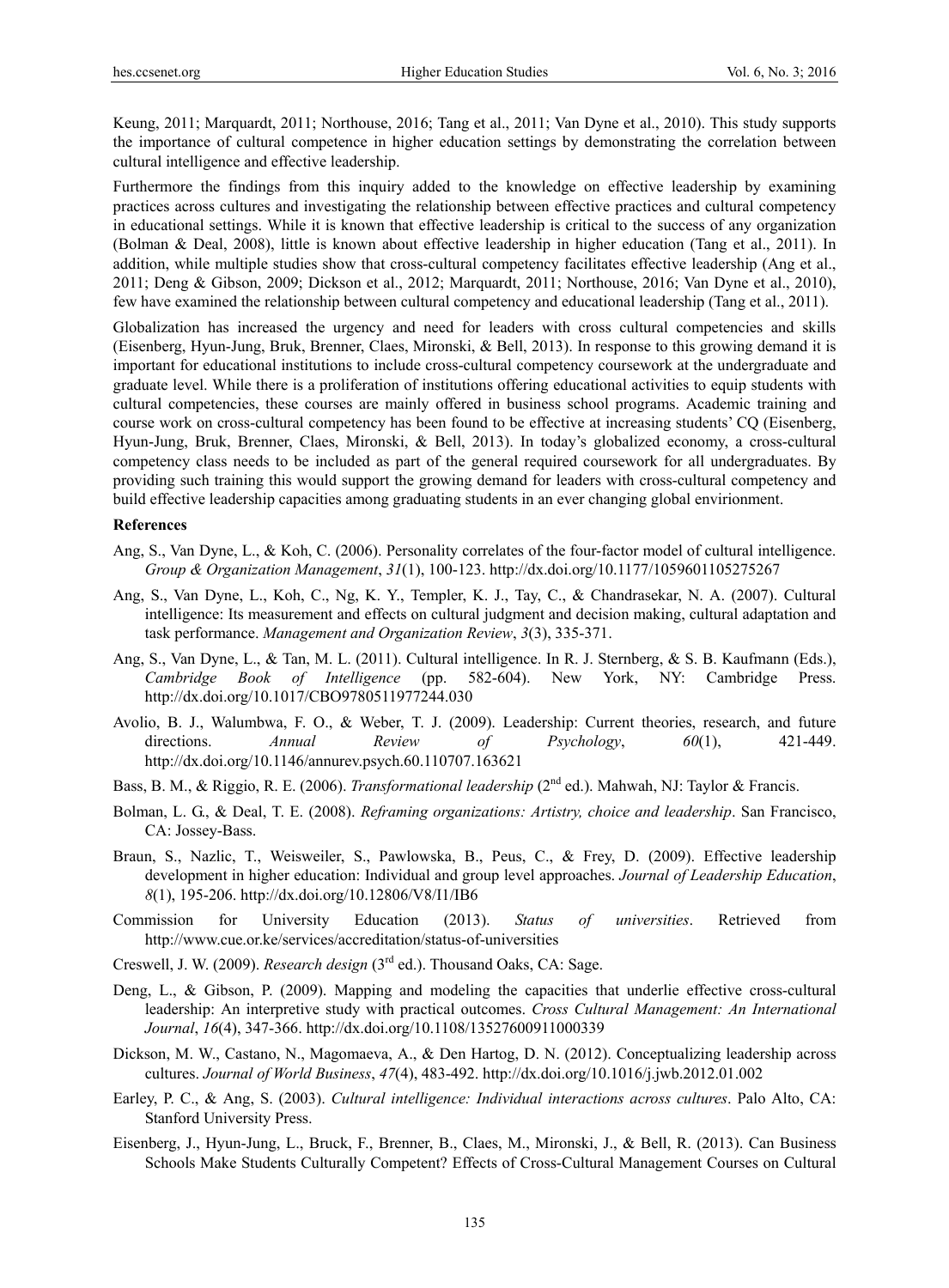Keung, 2011; Marquardt, 2011; Northouse, 2016; Tang et al., 2011; Van Dyne et al., 2010). This study supports the importance of cultural competence in higher education settings by demonstrating the correlation between cultural intelligence and effective leadership.

Furthermore the findings from this inquiry added to the knowledge on effective leadership by examining practices across cultures and investigating the relationship between effective practices and cultural competency in educational settings. While it is known that effective leadership is critical to the success of any organization (Bolman & Deal, 2008), little is known about effective leadership in higher education (Tang et al., 2011). In addition, while multiple studies show that cross-cultural competency facilitates effective leadership (Ang et al., 2011; Deng & Gibson, 2009; Dickson et al., 2012; Marquardt, 2011; Northouse, 2016; Van Dyne et al., 2010), few have examined the relationship between cultural competency and educational leadership (Tang et al., 2011).

Globalization has increased the urgency and need for leaders with cross cultural competencies and skills (Eisenberg, Hyun-Jung, Bruk, Brenner, Claes, Mironski, & Bell, 2013). In response to this growing demand it is important for educational institutions to include cross-cultural competency coursework at the undergraduate and graduate level. While there is a proliferation of institutions offering educational activities to equip students with cultural competencies, these courses are mainly offered in business school programs. Academic training and course work on cross-cultural competency has been found to be effective at increasing students' CQ (Eisenberg, Hyun-Jung, Bruk, Brenner, Claes, Mironski, & Bell, 2013). In today's globalized economy, a cross-cultural competency class needs to be included as part of the general required coursework for all undergraduates. By providing such training this would support the growing demand for leaders with cross-cultural competency and build effective leadership capacities among graduating students in an ever changing global envirionment.

**References**

Ang, S., Van Dyne, L., & Koh, C. (2006). Personality correlates of the four-factor model of cultural intelligence. *Group & Organization Management*, *31*(1), 100-123. http://dx.doi.org/10.1177/1059601105275267

Ang, S., Van Dyne, L., Koh, C., Ng, K. Y., Templer, K. J., Tay, C., & Chandrasekar, N. A. (2007). Cultural intelligence: Its measurement and effects on cultural judgment and decision making, cultural adaptation and task performance. *Management and Organization Review*, *3*(3), 335-371.

Ang, S., Van Dyne, L., & Tan, M. L. (2011). Cultural intelligence. In R. J. Sternberg, & S. B. Kaufmann (Eds.), *Cambridge Book of Intelligence* (pp. 582-604). New York, NY: Cambridge Press. http://dx.doi.org/10.1017/CBO9780511977244.030

Avolio, B. J., Walumbwa, F. O., & Weber, T. J. (2009). Leadership: Current theories, research, and future directions. *Annual Review of Psychology*, *60*(1), 421-449. http://dx.doi.org/10.1146/annurev.psych.60.110707.163621

Bass, B. M., & Riggio, R. E. (2006). *Transformational leadership* (2nd ed.). Mahwah, NJ: Taylor & Francis.

Bolman, L. G., & Deal, T. E. (2008). *Reframing organizations: Artistry, choice and leadership*. San Francisco, CA: Jossey-Bass.

Braun, S., Nazlic, T., Weisweiler, S., Pawlowska, B., Peus, C., & Frey, D. (2009). Effective leadership development in higher education: Individual and group level approaches. *Journal of Leadership Education*, *8*(1), 195-206. http://dx.doi.org/10.12806/V8/I1/IB6

Commission for University Education (2013). *Status of universities*. Retrieved from http://www.cue.or.ke/services/accreditation/status-of-universities

Creswell, J. W. (2009). *Research design* (3rd ed.). Thousand Oaks, CA: Sage.

Deng, L., & Gibson, P. (2009). Mapping and modeling the capacities that underlie effective cross-cultural leadership: An interpretive study with practical outcomes. *Cross Cultural Management: An International Journal*, *16*(4), 347-366. http://dx.doi.org/10.1108/13527600911000339

Dickson, M. W., Castano, N., Magomaeva, A., & Den Hartog, D. N. (2012). Conceptualizing leadership across cultures. *Journal of World Business*, *47*(4), 483-492. http://dx.doi.org/10.1016/j.jwb.2012.01.002

Earley, P. C., & Ang, S. (2003). *Cultural intelligence: Individual interactions across cultures*. Palo Alto, CA: Stanford University Press.

Eisenberg, J., Hyun-Jung, L., Bruck, F., Brenner, B., Claes, M., Mironski, J., & Bell, R. (2013). Can Business Schools Make Students Culturally Competent? Effects of Cross-Cultural Management Courses on Cultural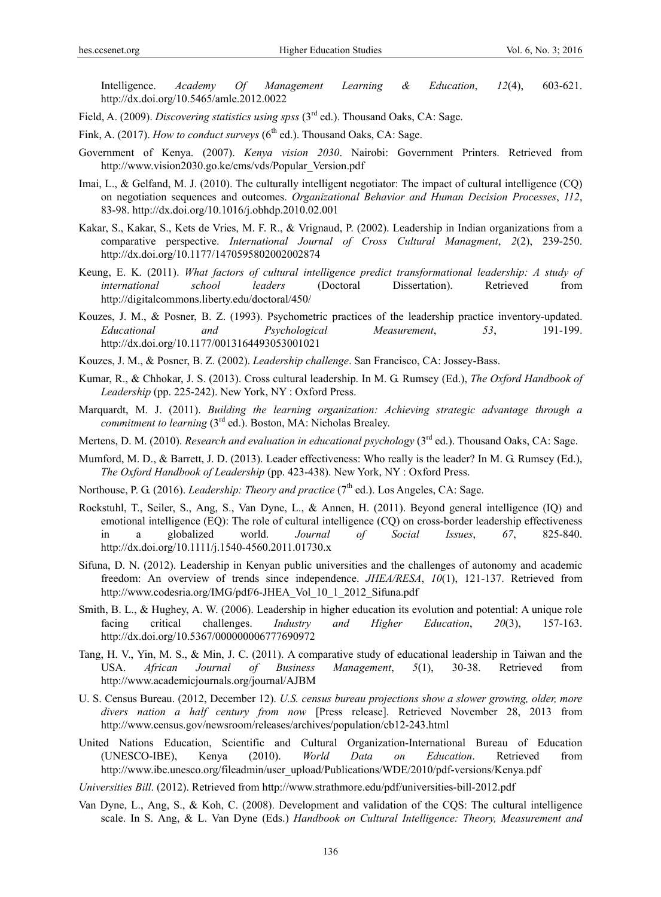Intelligence. *Academy Of Management Learning & Education*, *12*(4), 603-621. http://dx.doi.org/10.5465/amle.2012.0022

Field, A. (2009). *Discovering statistics using spss* (3rd ed.). Thousand Oaks, CA: Sage.

Fink, A. (2017). *How to conduct surveys* (6th ed.). Thousand Oaks, CA: Sage.

Government of Kenya. (2007). *Kenya vision 2030*. Nairobi: Government Printers. Retrieved from http://www.vision2030.go.ke/cms/vds/Popular_Version.pdf

Imai, L., & Gelfand, M. J. (2010). The culturally intelligent negotiator: The impact of cultural intelligence (CQ) on negotiation sequences and outcomes. *Organizational Behavior and Human Decision Processes*, *112*, 83-98. http://dx.doi.org/10.1016/j.obhdp.2010.02.001

Kakar, S., Kakar, S., Kets de Vries, M. F. R., & Vrignaud, P. (2002). Leadership in Indian organizations from a comparative perspective. *International Journal of Cross Cultural Managment*, *2*(2), 239-250. http://dx.doi.org/10.1177/1470595802002002874

Keung, E. K. (2011). *What factors of cultural intelligence predict transformational leadership: A study of international school leaders* (Doctoral Dissertation). Retrieved from http://digitalcommons.liberty.edu/doctoral/450/

Kouzes, J. M., & Posner, B. Z. (1993). Psychometric practices of the leadership practice inventory-updated. *Educational and Psychological Measurement*, *53*, 191-199. http://dx.doi.org/10.1177/0013164493053001021

Kouzes, J. M., & Posner, B. Z. (2002). *Leadership challenge*. San Francisco, CA: Jossey-Bass.

Kumar, R., & Chhokar, J. S. (2013). Cross cultural leadership. In M. G. Rumsey (Ed.), *The Oxford Handbook of Leadership* (pp. 225-242). New York, NY : Oxford Press.

Marquardt, M. J. (2011). *Building the learning organization: Achieving strategic advantage through a commitment to learning* (3rd ed.). Boston, MA: Nicholas Brealey.

Mertens, D. M. (2010). *Research and evaluation in educational psychology* (3rd ed.). Thousand Oaks, CA: Sage.

Mumford, M. D., & Barrett, J. D. (2013). Leader effectiveness: Who really is the leader? In M. G. Rumsey (Ed.), *The Oxford Handbook of Leadership* (pp. 423-438). New York, NY : Oxford Press.

Northouse, P. G. (2016). *Leadership: Theory and practice* (7th ed.). Los Angeles, CA: Sage.

Rockstuhl, T., Seiler, S., Ang, S., Van Dyne, L., & Annen, H. (2011). Beyond general intelligence (IQ) and emotional intelligence (EQ): The role of cultural intelligence (CQ) on cross-border leadership effectiveness in a globalized world. *Journal of Social Issues*, *67*, 825-840. http://dx.doi.org/10.1111/j.1540-4560.2011.01730.x

Sifuna, D. N. (2012). Leadership in Kenyan public universities and the challenges of autonomy and academic freedom: An overview of trends since independence. *JHEA/RESA*, *10*(1), 121-137. Retrieved from http://www.codesria.org/IMG/pdf/6-JHEA_Vol_10_1_2012_Sifuna.pdf

Smith, B. L., & Hughey, A. W. (2006). Leadership in higher education its evolution and potential: A unique role facing critical challenges. *Industry and Higher Education*, *20*(3), 157-163. http://dx.doi.org/10.5367/000000006777690972

Tang, H. V., Yin, M. S., & Min, J. C. (2011). A comparative study of educational leadership in Taiwan and the USA. *African Journal of Business Management*, *5*(1), 30-38. Retrieved from http://www.academicjournals.org/journal/AJBM

U. S. Census Bureau. (2012, December 12). *U.S. census bureau projections show a slower growing, older, more divers nation a half century from now* [Press release]. Retrieved November 28, 2013 from http://www.census.gov/newsroom/releases/archives/population/cb12-243.html

United Nations Education, Scientific and Cultural Organization-International Bureau of Education (UNESCO-IBE), Kenya (2010). *World Data on Education*. Retrieved from http://www.ibe.unesco.org/fileadmin/user_upload/Publications/WDE/2010/pdf-versions/Kenya.pdf

*Universities Bill*. (2012). Retrieved from http://www.strathmore.edu/pdf/universities-bill-2012.pdf

Van Dyne, L., Ang, S., & Koh, C. (2008). Development and validation of the CQS: The cultural intelligence scale. In S. Ang, & L. Van Dyne (Eds.) *Handbook on Cultural Intelligence: Theory, Measurement and*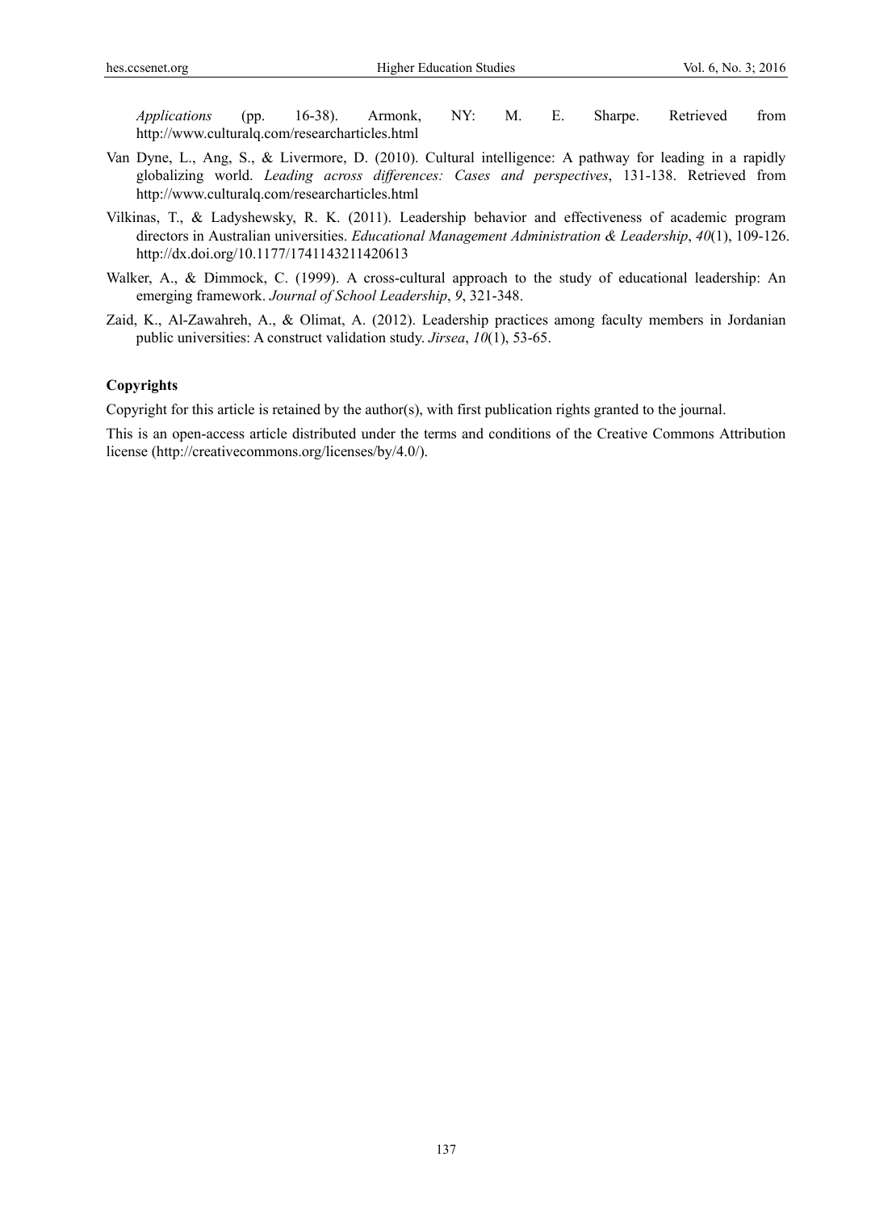*Applications* (pp. 16-38). Armonk, NY: M. E. Sharpe. Retrieved from http://www.culturalq.com/researcharticles.html

Van Dyne, L., Ang, S., & Livermore, D. (2010). Cultural intelligence: A pathway for leading in a rapidly globalizing world. *Leading across differences: Cases and perspectives*, 131-138. Retrieved from http://www.culturalq.com/researcharticles.html

Vilkinas, T., & Ladyshewsky, R. K. (2011). Leadership behavior and effectiveness of academic program directors in Australian universities. *Educational Management Administration & Leadership*, *40*(1), 109-126. http://dx.doi.org/10.1177/1741143211420613

Walker, A., & Dimmock, C. (1999). A cross-cultural approach to the study of educational leadership: An emerging framework. *Journal of School Leadership*, *9*, 321-348.

Zaid, K., Al-Zawahreh, A., & Olimat, A. (2012). Leadership practices among faculty members in Jordanian public universities: A construct validation study. *Jirsea*, *10*(1), 53-65.

**Copyrights**

Copyright for this article is retained by the author(s), with first publication rights granted to the journal.

This is an open-access article distributed under the terms and conditions of the Creative Commons Attribution license (http://creativecommons.org/licenses/by/4.0/).